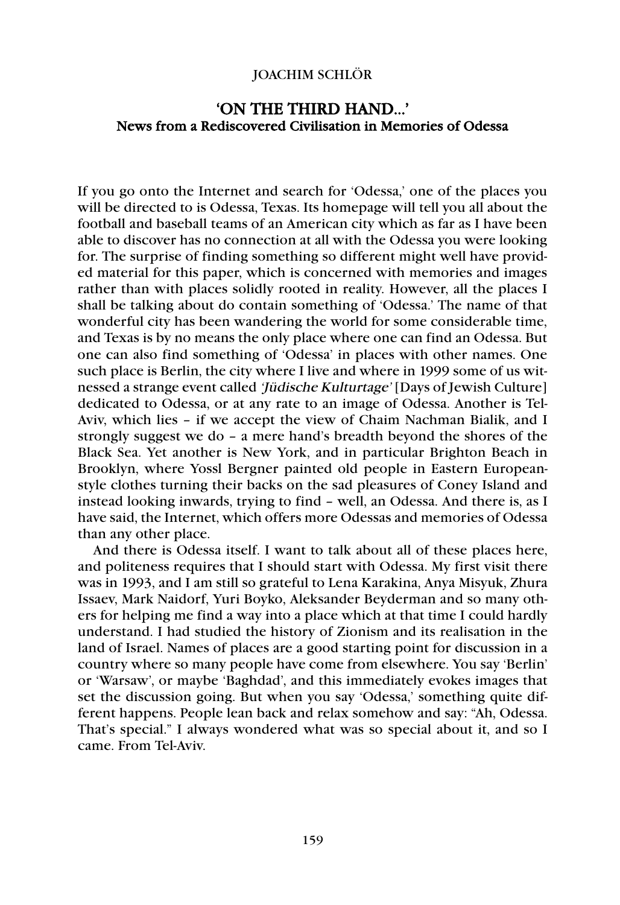JOACHIM SCHLÖR

# 'ON THE THIRD HAND...'

## News from a Rediscovered Civilisation in Memories of Odessa

If you go onto the Internet and search for 'Odessa,' one of the places you will be directed to is Odessa, Texas. Its homepage will tell you all about the football and baseball teams of an American city which as far as I have been able to discover has no connection at all with the Odessa you were looking for. The surprise of finding something so different might well have provided material for this paper, which is concerned with memories and images rather than with places solidly rooted in reality. However, all the places I shall be talking about do contain something of 'Odessa.' The name of that wonderful city has been wandering the world for some considerable time, and Texas is by no means the only place where one can find an Odessa. But one can also find something of 'Odessa' in places with other names. One such place is Berlin, the city where I live and where in 1999 some of us witnessed a strange event called *'Jüdische Kulturtage'* [Days of Jewish Culture] dedicated to Odessa, or at any rate to an image of Odessa. Another is Tel-Aviv, which lies – if we accept the view of Chaim Nachman Bialik, and I strongly suggest we do – a mere hand's breadth beyond the shores of the Black Sea. Yet another is New York, and in particular Brighton Beach in Brooklyn, where Yossl Bergner painted old people in Eastern European-style clothes turning their backs on the sad pleasures of Coney Island and instead looking inwards, trying to find – well, an Odessa. And there is, as I have said, the Internet, which offers more Odessas and memories of Odessa than any other place.

And there is Odessa itself. I want to talk about all of these places here, and politeness requires that I should start with Odessa. My first visit there was in 1993, and I am still so grateful to Lena Karakina, Anya Misyuk, Zhura Issaev, Mark Naidorf, Yuri Boyko, Aleksander Beyderman and so many others for helping me find a way into a place which at that time I could hardly understand. I had studied the history of Zionism and its realisation in the land of Israel. Names of places are a good starting point for discussion in a country where so many people have come from elsewhere. You say 'Berlin' or 'Warsaw', or maybe 'Baghdad', and this immediately evokes images that set the discussion going. But when you say 'Odessa,' something quite different happens. People lean back and relax somehow and say: "Ah, Odessa. That's special." I always wondered what was so special about it, and so I came. From Tel-Aviv.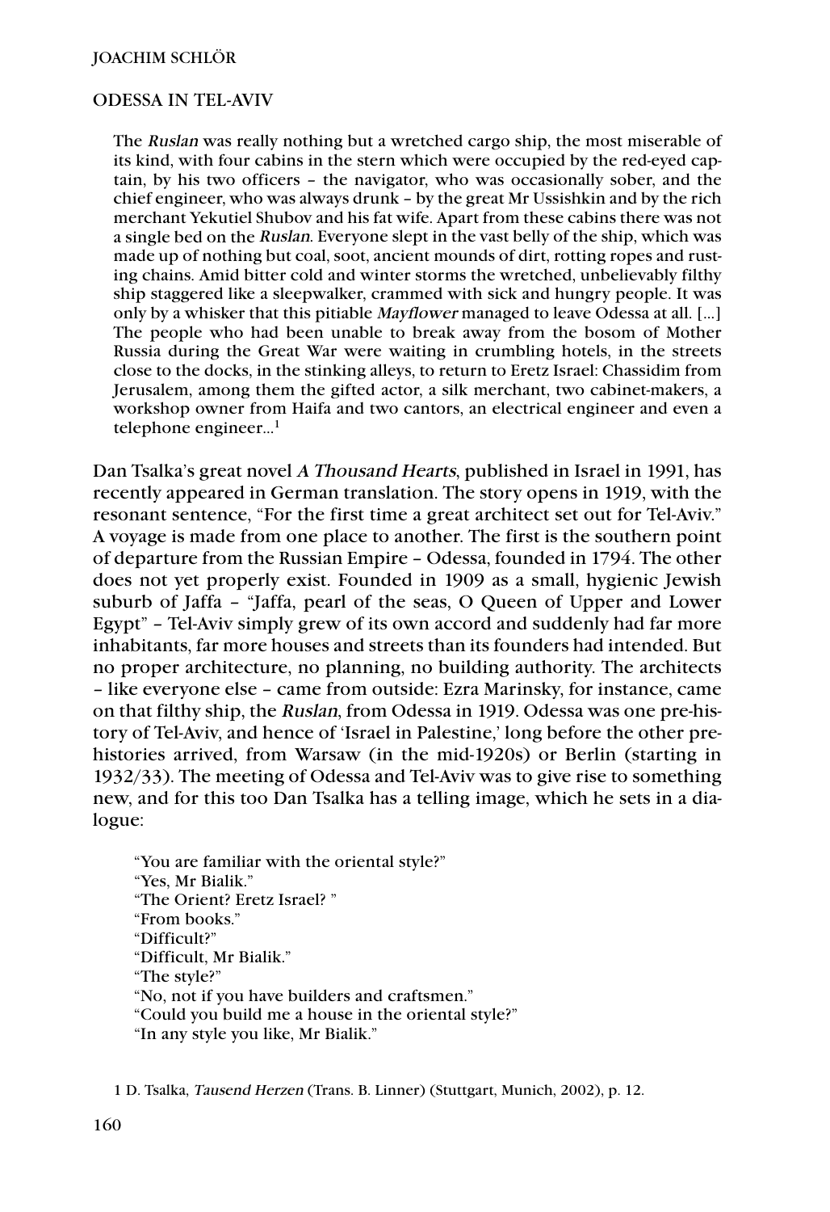# JOACHIM SCHLÖR

## ODESSA IN TEL-AVIV

> The *Ruslan* was really nothing but a wretched cargo ship, the most miserable of its kind, with four cabins in the stern which were occupied by the red-eyed captain, by his two officers – the navigator, who was occasionally sober, and the chief engineer, who was always drunk – by the great Mr Ussishkin and by the rich merchant Yekutiel Shubov and his fat wife. Apart from these cabins there was not a single bed on the *Ruslan*. Everyone slept in the vast belly of the ship, which was made up of nothing but coal, soot, ancient mounds of dirt, rotting ropes and rusting chains. Amid bitter cold and winter storms the wretched, unbelievably filthy ship staggered like a sleepwalker, crammed with sick and hungry people. It was only by a whisker that this pitiable *Mayflower* managed to leave Odessa at all. [...] The people who had been unable to break away from the bosom of Mother Russia during the Great War were waiting in crumbling hotels, in the streets close to the docks, in the stinking alleys, to return to Eretz Israel: Chassidim from Jerusalem, among them the gifted actor, a silk merchant, two cabinet-makers, a workshop owner from Haifa and two cantors, an electrical engineer and even a telephone engineer...[1]

Dan Tsalka's great novel *A Thousand Hearts*, published in Israel in 1991, has recently appeared in German translation. The story opens in 1919, with the resonant sentence, "For the first time a great architect set out for Tel-Aviv." A voyage is made from one place to another. The first is the southern point of departure from the Russian Empire – Odessa, founded in 1794. The other does not yet properly exist. Founded in 1909 as a small, hygienic Jewish suburb of Jaffa – "Jaffa, pearl of the seas, O Queen of Upper and Lower Egypt" – Tel-Aviv simply grew of its own accord and suddenly had far more inhabitants, far more houses and streets than its founders had intended. But no proper architecture, no planning, no building authority. The architects – like everyone else – came from outside: Ezra Marinsky, for instance, came on that filthy ship, the *Ruslan*, from Odessa in 1919. Odessa was one pre-history of Tel-Aviv, and hence of 'Israel in Palestine,' long before the other pre-histories arrived, from Warsaw (in the mid-1920s) or Berlin (starting in 1932/33). The meeting of Odessa and Tel-Aviv was to give rise to something new, and for this too Dan Tsalka has a telling image, which he sets in a dialogue:

> "You are familiar with the oriental style?"
> "Yes, Mr Bialik."
> "The Orient? Eretz Israel? "
> "From books."
> "Difficult?"
> "Difficult, Mr Bialik."
> "The style?"
> "No, not if you have builders and craftsmen."
> "Could you build me a house in the oriental style?"
> "In any style you like, Mr Bialik."

1 D. Tsalka, *Tausend Herzen* (Trans. B. Linner) (Stuttgart, Munich, 2002), p. 12.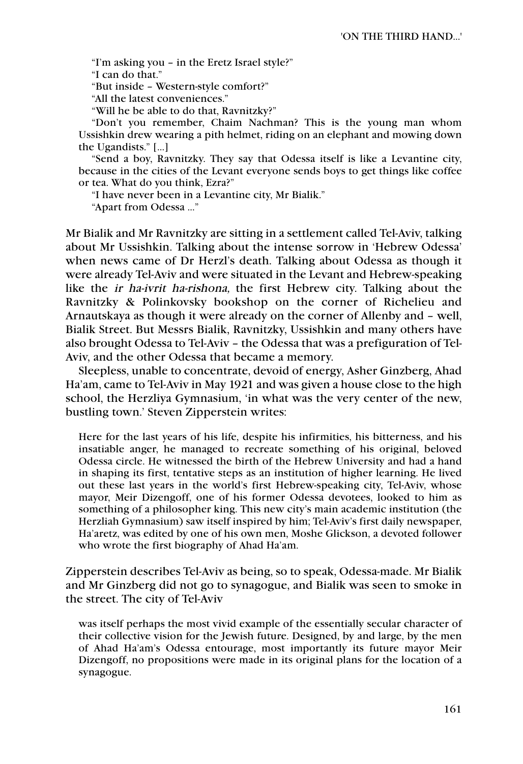"I'm asking you – in the Eretz Israel style?"

"I can do that."

"But inside – Western-style comfort?"

"All the latest conveniences."

"Will he be able to do that, Ravnitzky?"

"Don't you remember, Chaim Nachman? This is the young man whom Ussishkin drew wearing a pith helmet, riding on an elephant and mowing down the Ugandists." [...]

"Send a boy, Ravnitzky. They say that Odessa itself is like a Levantine city, because in the cities of the Levant everyone sends boys to get things like coffee or tea. What do you think, Ezra?"

"I have never been in a Levantine city, Mr Bialik."

"Apart from Odessa ..."

Mr Bialik and Mr Ravnitzky are sitting in a settlement called Tel-Aviv, talking about Mr Ussishkin. Talking about the intense sorrow in 'Hebrew Odessa' when news came of Dr Herzl's death. Talking about Odessa as though it were already Tel-Aviv and were situated in the Levant and Hebrew-speaking like the *ir ha-ivrit ha-rishona,* the first Hebrew city. Talking about the Ravnitzky & Polinkovsky bookshop on the corner of Richelieu and Arnautskaya as though it were already on the corner of Allenby and – well, Bialik Street. But Messrs Bialik, Ravnitzky, Ussishkin and many others have also brought Odessa to Tel-Aviv – the Odessa that was a prefiguration of Tel-Aviv, and the other Odessa that became a memory.

Sleepless, unable to concentrate, devoid of energy, Asher Ginzberg, Ahad Ha'am, came to Tel-Aviv in May 1921 and was given a house close to the high school, the Herzliya Gymnasium, 'in what was the very center of the new, bustling town.' Steven Zipperstein writes:

> Here for the last years of his life, despite his infirmities, his bitterness, and his insatiable anger, he managed to recreate something of his original, beloved Odessa circle. He witnessed the birth of the Hebrew University and had a hand in shaping its first, tentative steps as an institution of higher learning. He lived out these last years in the world's first Hebrew-speaking city, Tel-Aviv, whose mayor, Meir Dizengoff, one of his former Odessa devotees, looked to him as something of a philosopher king. This new city's main academic institution (the Herzliah Gymnasium) saw itself inspired by him; Tel-Aviv's first daily newspaper, Ha'aretz, was edited by one of his own men, Moshe Glickson, a devoted follower who wrote the first biography of Ahad Ha'am.

Zipperstein describes Tel-Aviv as being, so to speak, Odessa-made. Mr Bialik and Mr Ginzberg did not go to synagogue, and Bialik was seen to smoke in the street. The city of Tel-Aviv

> was itself perhaps the most vivid example of the essentially secular character of their collective vision for the Jewish future. Designed, by and large, by the men of Ahad Ha'am's Odessa entourage, most importantly its future mayor Meir Dizengoff, no propositions were made in its original plans for the location of a synagogue.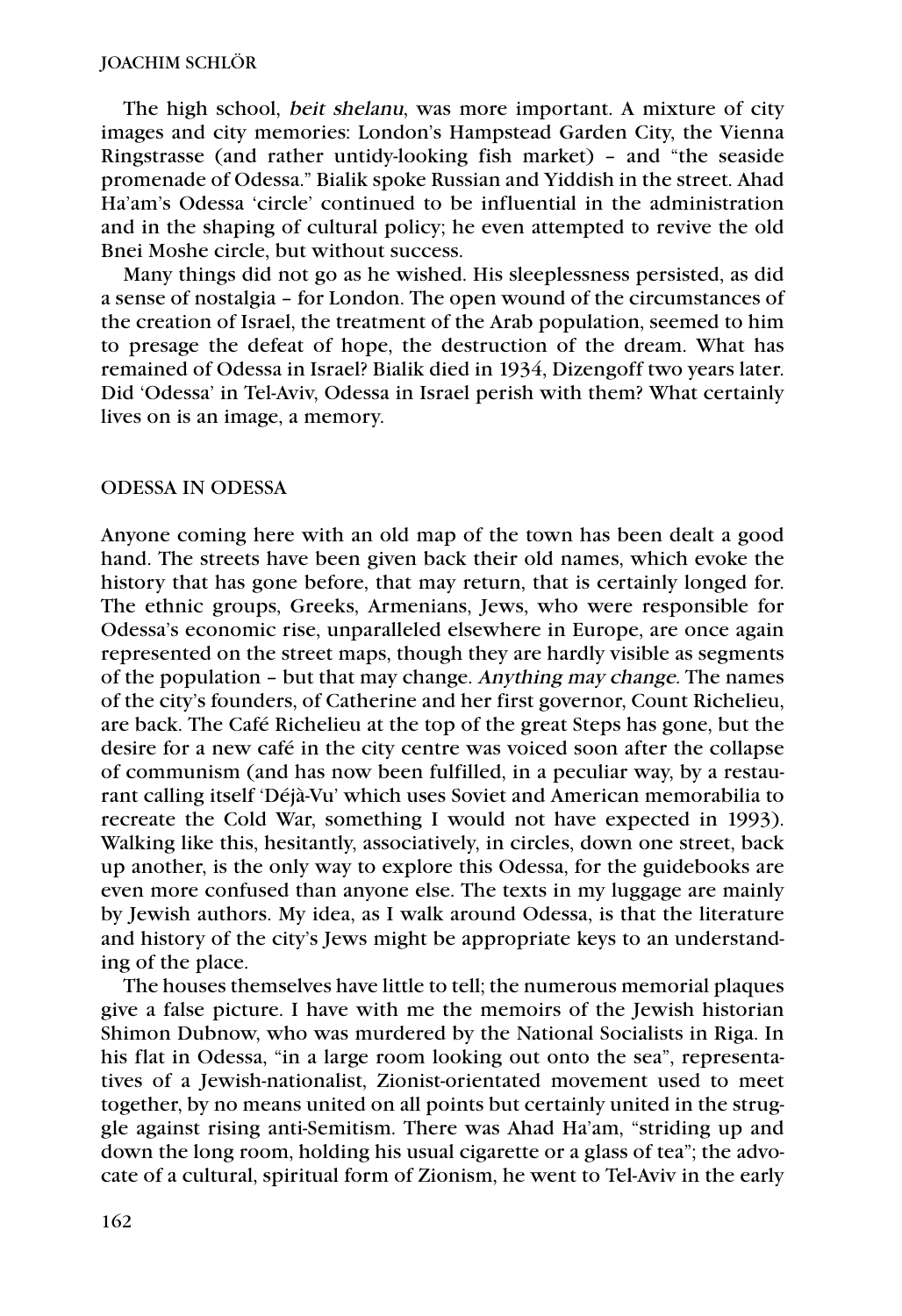The high school, *beit shelanu*, was more important. A mixture of city images and city memories: London's Hampstead Garden City, the Vienna Ringstrasse (and rather untidy-looking fish market) – and "the seaside promenade of Odessa." Bialik spoke Russian and Yiddish in the street. Ahad Ha'am's Odessa 'circle' continued to be influential in the administration and in the shaping of cultural policy; he even attempted to revive the old Bnei Moshe circle, but without success.

Many things did not go as he wished. His sleeplessness persisted, as did a sense of nostalgia – for London. The open wound of the circumstances of the creation of Israel, the treatment of the Arab population, seemed to him to presage the defeat of hope, the destruction of the dream. What has remained of Odessa in Israel? Bialik died in 1934, Dizengoff two years later. Did 'Odessa' in Tel-Aviv, Odessa in Israel perish with them? What certainly lives on is an image, a memory.

## ODESSA IN ODESSA

Anyone coming here with an old map of the town has been dealt a good hand. The streets have been given back their old names, which evoke the history that has gone before, that may return, that is certainly longed for. The ethnic groups, Greeks, Armenians, Jews, who were responsible for Odessa's economic rise, unparalleled elsewhere in Europe, are once again represented on the street maps, though they are hardly visible as segments of the population – but that may change. *Anything may change.* The names of the city's founders, of Catherine and her first governor, Count Richelieu, are back. The Café Richelieu at the top of the great Steps has gone, but the desire for a new café in the city centre was voiced soon after the collapse of communism (and has now been fulfilled, in a peculiar way, by a restaurant calling itself 'Déjà-Vu' which uses Soviet and American memorabilia to recreate the Cold War, something I would not have expected in 1993). Walking like this, hesitantly, associatively, in circles, down one street, back up another, is the only way to explore this Odessa, for the guidebooks are even more confused than anyone else. The texts in my luggage are mainly by Jewish authors. My idea, as I walk around Odessa, is that the literature and history of the city's Jews might be appropriate keys to an understanding of the place.

The houses themselves have little to tell; the numerous memorial plaques give a false picture. I have with me the memoirs of the Jewish historian Shimon Dubnow, who was murdered by the National Socialists in Riga. In his flat in Odessa, "in a large room looking out onto the sea", representatives of a Jewish-nationalist, Zionist-orientated movement used to meet together, by no means united on all points but certainly united in the struggle against rising anti-Semitism. There was Ahad Ha'am, "striding up and down the long room, holding his usual cigarette or a glass of tea"; the advocate of a cultural, spiritual form of Zionism, he went to Tel-Aviv in the early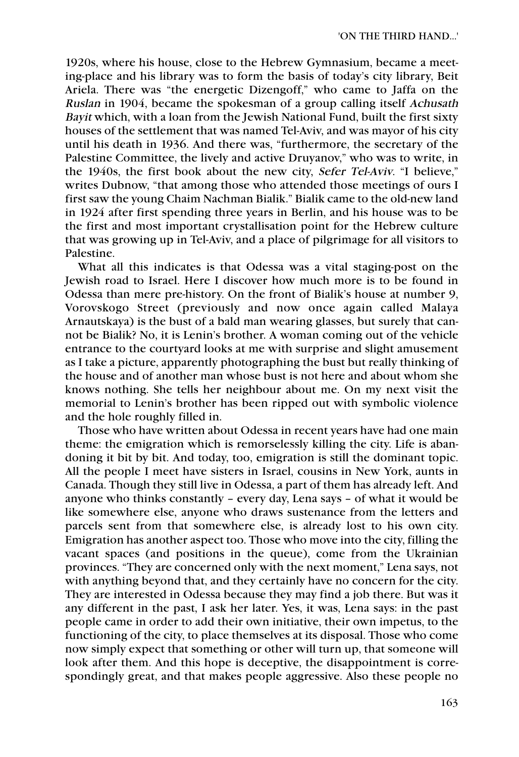1920s, where his house, close to the Hebrew Gymnasium, became a meeting-place and his library was to form the basis of today's city library, Beit Ariela. There was "the energetic Dizengoff," who came to Jaffa on the *Ruslan* in 1904, became the spokesman of a group calling itself *Achusath Bayit* which, with a loan from the Jewish National Fund, built the first sixty houses of the settlement that was named Tel-Aviv, and was mayor of his city until his death in 1936. And there was, "furthermore, the secretary of the Palestine Committee, the lively and active Druyanov," who was to write, in the 1940s, the first book about the new city, *Sefer Tel-Aviv*. "I believe," writes Dubnow, "that among those who attended those meetings of ours I first saw the young Chaim Nachman Bialik." Bialik came to the old-new land in 1924 after first spending three years in Berlin, and his house was to be the first and most important crystallisation point for the Hebrew culture that was growing up in Tel-Aviv, and a place of pilgrimage for all visitors to Palestine.

What all this indicates is that Odessa was a vital staging-post on the Jewish road to Israel. Here I discover how much more is to be found in Odessa than mere pre-history. On the front of Bialik's house at number 9, Vorovskogo Street (previously and now once again called Malaya Arnautskaya) is the bust of a bald man wearing glasses, but surely that cannot be Bialik? No, it is Lenin's brother. A woman coming out of the vehicle entrance to the courtyard looks at me with surprise and slight amusement as I take a picture, apparently photographing the bust but really thinking of the house and of another man whose bust is not here and about whom she knows nothing. She tells her neighbour about me. On my next visit the memorial to Lenin's brother has been ripped out with symbolic violence and the hole roughly filled in.

Those who have written about Odessa in recent years have had one main theme: the emigration which is remorselessly killing the city. Life is abandoning it bit by bit. And today, too, emigration is still the dominant topic. All the people I meet have sisters in Israel, cousins in New York, aunts in Canada. Though they still live in Odessa, a part of them has already left. And anyone who thinks constantly – every day, Lena says – of what it would be like somewhere else, anyone who draws sustenance from the letters and parcels sent from that somewhere else, is already lost to his own city. Emigration has another aspect too. Those who move into the city, filling the vacant spaces (and positions in the queue), come from the Ukrainian provinces. "They are concerned only with the next moment," Lena says, not with anything beyond that, and they certainly have no concern for the city. They are interested in Odessa because they may find a job there. But was it any different in the past, I ask her later. Yes, it was, Lena says: in the past people came in order to add their own initiative, their own impetus, to the functioning of the city, to place themselves at its disposal. Those who come now simply expect that something or other will turn up, that someone will look after them. And this hope is deceptive, the disappointment is correspondingly great, and that makes people aggressive. Also these people no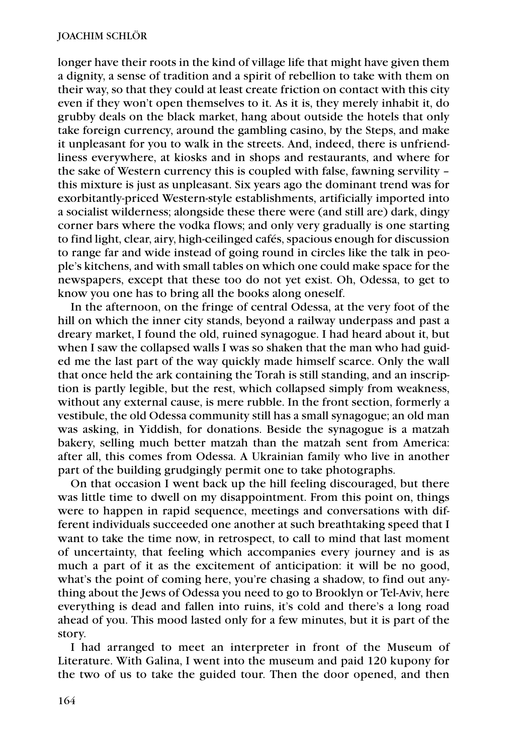longer have their roots in the kind of village life that might have given them a dignity, a sense of tradition and a spirit of rebellion to take with them on their way, so that they could at least create friction on contact with this city even if they won't open themselves to it. As it is, they merely inhabit it, do grubby deals on the black market, hang about outside the hotels that only take foreign currency, around the gambling casino, by the Steps, and make it unpleasant for you to walk in the streets. And, indeed, there is unfriendliness everywhere, at kiosks and in shops and restaurants, and where for the sake of Western currency this is coupled with false, fawning servility – this mixture is just as unpleasant. Six years ago the dominant trend was for exorbitantly-priced Western-style establishments, artificially imported into a socialist wilderness; alongside these there were (and still are) dark, dingy corner bars where the vodka flows; and only very gradually is one starting to find light, clear, airy, high-ceilinged cafés, spacious enough for discussion to range far and wide instead of going round in circles like the talk in people's kitchens, and with small tables on which one could make space for the newspapers, except that these too do not yet exist. Oh, Odessa, to get to know you one has to bring all the books along oneself.

In the afternoon, on the fringe of central Odessa, at the very foot of the hill on which the inner city stands, beyond a railway underpass and past a dreary market, I found the old, ruined synagogue. I had heard about it, but when I saw the collapsed walls I was so shaken that the man who had guided me the last part of the way quickly made himself scarce. Only the wall that once held the ark containing the Torah is still standing, and an inscription is partly legible, but the rest, which collapsed simply from weakness, without any external cause, is mere rubble. In the front section, formerly a vestibule, the old Odessa community still has a small synagogue; an old man was asking, in Yiddish, for donations. Beside the synagogue is a matzah bakery, selling much better matzah than the matzah sent from America: after all, this comes from Odessa. A Ukrainian family who live in another part of the building grudgingly permit one to take photographs.

On that occasion I went back up the hill feeling discouraged, but there was little time to dwell on my disappointment. From this point on, things were to happen in rapid sequence, meetings and conversations with different individuals succeeded one another at such breathtaking speed that I want to take the time now, in retrospect, to call to mind that last moment of uncertainty, that feeling which accompanies every journey and is as much a part of it as the excitement of anticipation: it will be no good, what's the point of coming here, you're chasing a shadow, to find out anything about the Jews of Odessa you need to go to Brooklyn or Tel-Aviv, here everything is dead and fallen into ruins, it's cold and there's a long road ahead of you. This mood lasted only for a few minutes, but it is part of the story.

I had arranged to meet an interpreter in front of the Museum of Literature. With Galina, I went into the museum and paid 120 kupony for the two of us to take the guided tour. Then the door opened, and then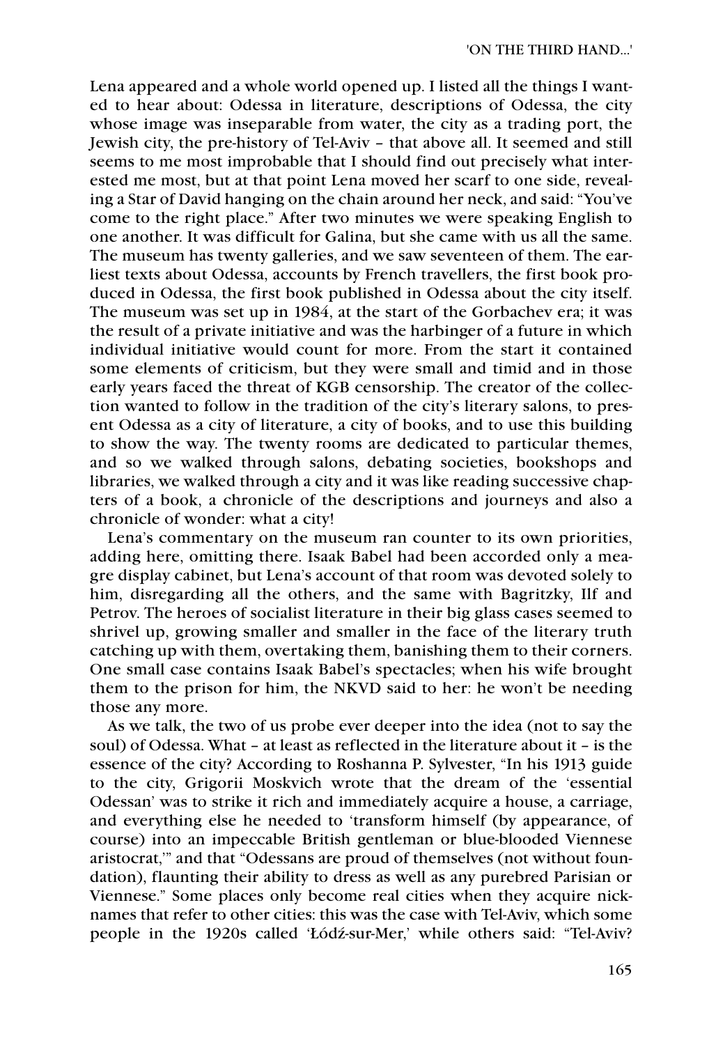Lena appeared and a whole world opened up. I listed all the things I wanted to hear about: Odessa in literature, descriptions of Odessa, the city whose image was inseparable from water, the city as a trading port, the Jewish city, the pre-history of Tel-Aviv – that above all. It seemed and still seems to me most improbable that I should find out precisely what interested me most, but at that point Lena moved her scarf to one side, revealing a Star of David hanging on the chain around her neck, and said: "You've come to the right place." After two minutes we were speaking English to one another. It was difficult for Galina, but she came with us all the same. The museum has twenty galleries, and we saw seventeen of them. The earliest texts about Odessa, accounts by French travellers, the first book produced in Odessa, the first book published in Odessa about the city itself. The museum was set up in 1984, at the start of the Gorbachev era; it was the result of a private initiative and was the harbinger of a future in which individual initiative would count for more. From the start it contained some elements of criticism, but they were small and timid and in those early years faced the threat of KGB censorship. The creator of the collection wanted to follow in the tradition of the city's literary salons, to present Odessa as a city of literature, a city of books, and to use this building to show the way. The twenty rooms are dedicated to particular themes, and so we walked through salons, debating societies, bookshops and libraries, we walked through a city and it was like reading successive chapters of a book, a chronicle of the descriptions and journeys and also a chronicle of wonder: what a city!

Lena's commentary on the museum ran counter to its own priorities, adding here, omitting there. Isaak Babel had been accorded only a meagre display cabinet, but Lena's account of that room was devoted solely to him, disregarding all the others, and the same with Bagritzky, Ilf and Petrov. The heroes of socialist literature in their big glass cases seemed to shrivel up, growing smaller and smaller in the face of the literary truth catching up with them, overtaking them, banishing them to their corners. One small case contains Isaak Babel's spectacles; when his wife brought them to the prison for him, the NKVD said to her: he won't be needing those any more.

As we talk, the two of us probe ever deeper into the idea (not to say the soul) of Odessa. What – at least as reflected in the literature about it – is the essence of the city? According to Roshanna P. Sylvester, "In his 1913 guide to the city, Grigorii Moskvich wrote that the dream of the 'essential Odessan' was to strike it rich and immediately acquire a house, a carriage, and everything else he needed to 'transform himself (by appearance, of course) into an impeccable British gentleman or blue-blooded Viennese aristocrat,'" and that "Odessans are proud of themselves (not without foundation), flaunting their ability to dress as well as any purebred Parisian or Viennese." Some places only become real cities when they acquire nicknames that refer to other cities: this was the case with Tel-Aviv, which some people in the 1920s called 'Łódź-sur-Mer,' while others said: "Tel-Aviv?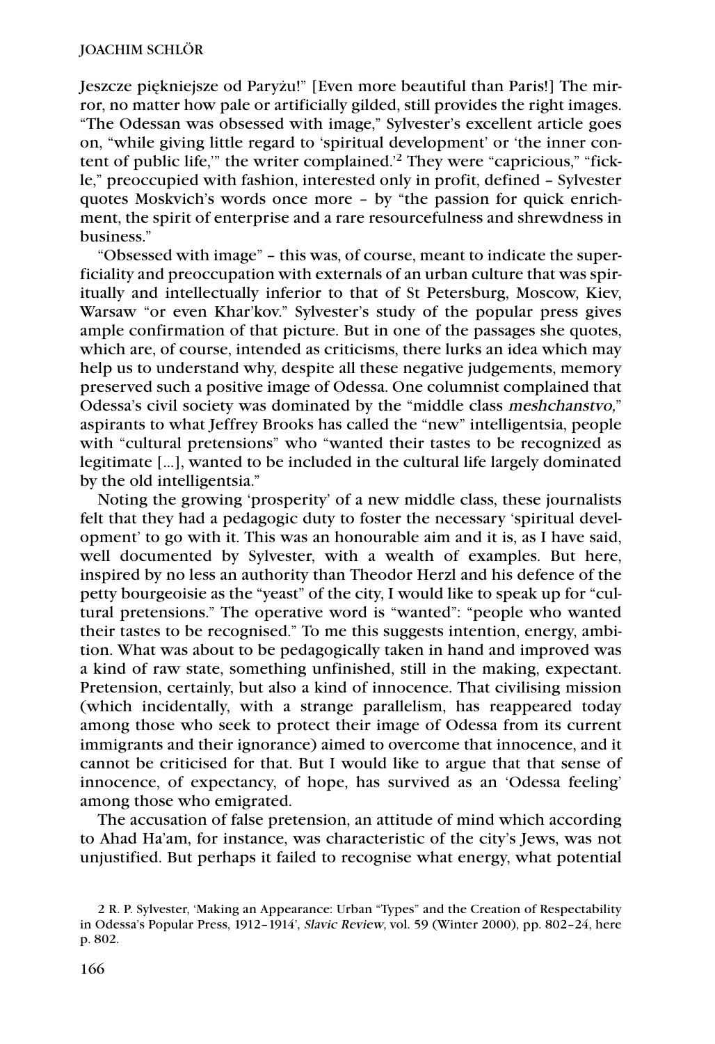Jeszcze piękniejsze od Paryżu!" [Even more beautiful than Paris!] The mirror, no matter how pale or artificially gilded, still provides the right images. "The Odessan was obsessed with image," Sylvester's excellent article goes on, "while giving little regard to 'spiritual development' or 'the inner content of public life,'" the writer complained.'[2] They were "capricious," "fickle," preoccupied with fashion, interested only in profit, defined – Sylvester quotes Moskvich's words once more – by "the passion for quick enrichment, the spirit of enterprise and a rare resourcefulness and shrewdness in business."

"Obsessed with image" – this was, of course, meant to indicate the superficiality and preoccupation with externals of an urban culture that was spiritually and intellectually inferior to that of St Petersburg, Moscow, Kiev, Warsaw "or even Khar'kov." Sylvester's study of the popular press gives ample confirmation of that picture. But in one of the passages she quotes, which are, of course, intended as criticisms, there lurks an idea which may help us to understand why, despite all these negative judgements, memory preserved such a positive image of Odessa. One columnist complained that Odessa's civil society was dominated by the "middle class *meshchanstvo,*" aspirants to what Jeffrey Brooks has called the "new" intelligentsia, people with "cultural pretensions" who "wanted their tastes to be recognized as legitimate [...], wanted to be included in the cultural life largely dominated by the old intelligentsia."

Noting the growing 'prosperity' of a new middle class, these journalists felt that they had a pedagogic duty to foster the necessary 'spiritual development' to go with it. This was an honourable aim and it is, as I have said, well documented by Sylvester, with a wealth of examples. But here, inspired by no less an authority than Theodor Herzl and his defence of the petty bourgeoisie as the "yeast" of the city, I would like to speak up for "cultural pretensions." The operative word is "wanted": "people who wanted their tastes to be recognised." To me this suggests intention, energy, ambition. What was about to be pedagogically taken in hand and improved was a kind of raw state, something unfinished, still in the making, expectant. Pretension, certainly, but also a kind of innocence. That civilising mission (which incidentally, with a strange parallelism, has reappeared today among those who seek to protect their image of Odessa from its current immigrants and their ignorance) aimed to overcome that innocence, and it cannot be criticised for that. But I would like to argue that that sense of innocence, of expectancy, of hope, has survived as an 'Odessa feeling' among those who emigrated.

The accusation of false pretension, an attitude of mind which according to Ahad Ha'am, for instance, was characteristic of the city's Jews, was not unjustified. But perhaps it failed to recognise what energy, what potential

2 R. P. Sylvester, 'Making an Appearance: Urban "Types" and the Creation of Respectability in Odessa's Popular Press, 1912–1914', *Slavic Review,* vol. 59 (Winter 2000), pp. 802–24, here p. 802.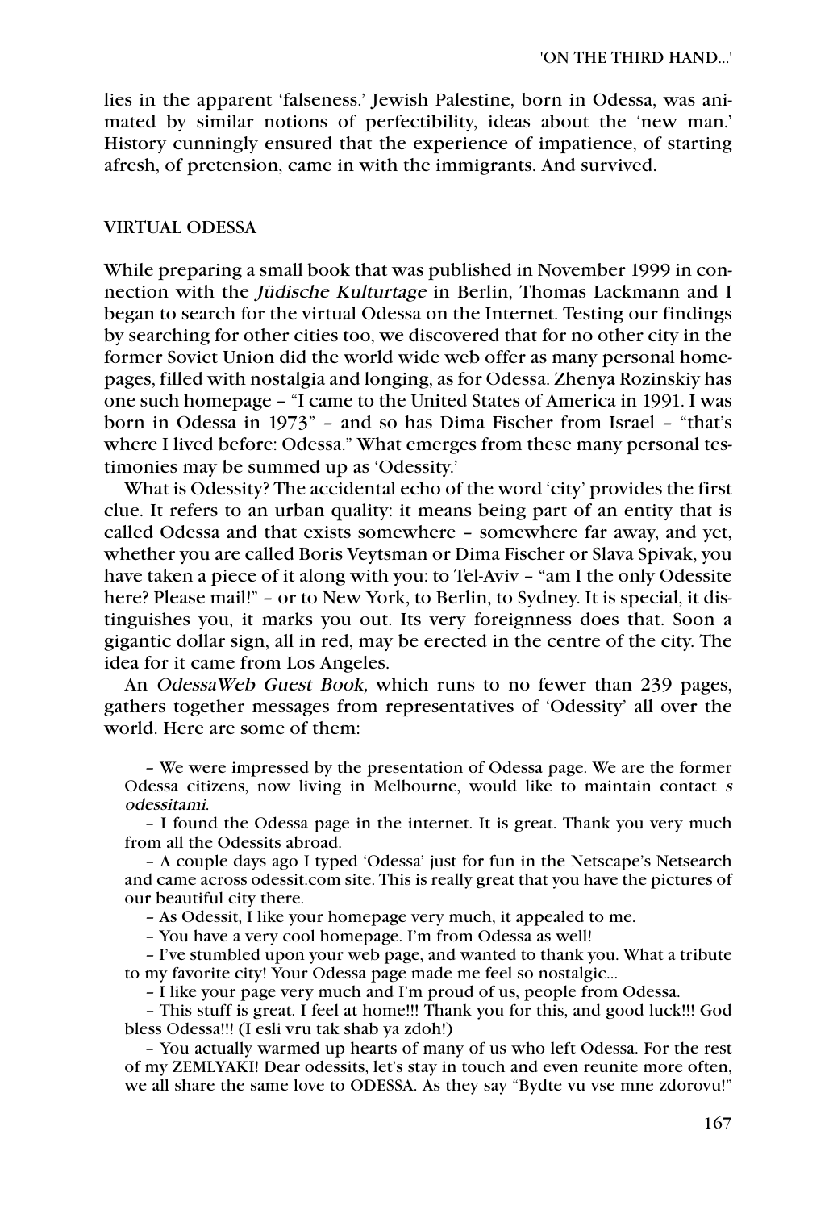lies in the apparent 'falseness.' Jewish Palestine, born in Odessa, was animated by similar notions of perfectibility, ideas about the 'new man.' History cunningly ensured that the experience of impatience, of starting afresh, of pretension, came in with the immigrants. And survived.

## VIRTUAL ODESSA

While preparing a small book that was published in November 1999 in connection with the *Jüdische Kulturtage* in Berlin, Thomas Lackmann and I began to search for the virtual Odessa on the Internet. Testing our findings by searching for other cities too, we discovered that for no other city in the former Soviet Union did the world wide web offer as many personal homepages, filled with nostalgia and longing, as for Odessa. Zhenya Rozinskiy has one such homepage – "I came to the United States of America in 1991. I was born in Odessa in 1973" – and so has Dima Fischer from Israel – "that's where I lived before: Odessa." What emerges from these many personal testimonies may be summed up as 'Odessity.'

What is Odessity? The accidental echo of the word 'city' provides the first clue. It refers to an urban quality: it means being part of an entity that is called Odessa and that exists somewhere – somewhere far away, and yet, whether you are called Boris Veytsman or Dima Fischer or Slava Spivak, you have taken a piece of it along with you: to Tel-Aviv – "am I the only Odessite here? Please mail!" – or to New York, to Berlin, to Sydney. It is special, it distinguishes you, it marks you out. Its very foreignness does that. Soon a gigantic dollar sign, all in red, may be erected in the centre of the city. The idea for it came from Los Angeles.

An *OdessaWeb Guest Book,* which runs to no fewer than 239 pages, gathers together messages from representatives of 'Odessity' all over the world. Here are some of them:

– We were impressed by the presentation of Odessa page. We are the former Odessa citizens, now living in Melbourne, would like to maintain contact *s odessitami*.

– I found the Odessa page in the internet. It is great. Thank you very much from all the Odessits abroad.

– A couple days ago I typed 'Odessa' just for fun in the Netscape's Netsearch and came across odessit.com site. This is really great that you have the pictures of our beautiful city there.

– As Odessit, I like your homepage very much, it appealed to me.

– You have a very cool homepage. I'm from Odessa as well!

– I've stumbled upon your web page, and wanted to thank you. What a tribute to my favorite city! Your Odessa page made me feel so nostalgic...

– I like your page very much and I'm proud of us, people from Odessa.

– This stuff is great. I feel at home!!! Thank you for this, and good luck!!! God bless Odessa!!! (I esli vru tak shab ya zdoh!)

– You actually warmed up hearts of many of us who left Odessa. For the rest of my ZEMLYAKI! Dear odessits, let's stay in touch and even reunite more often, we all share the same love to ODESSA. As they say "Bydte vu vse mne zdorovu!"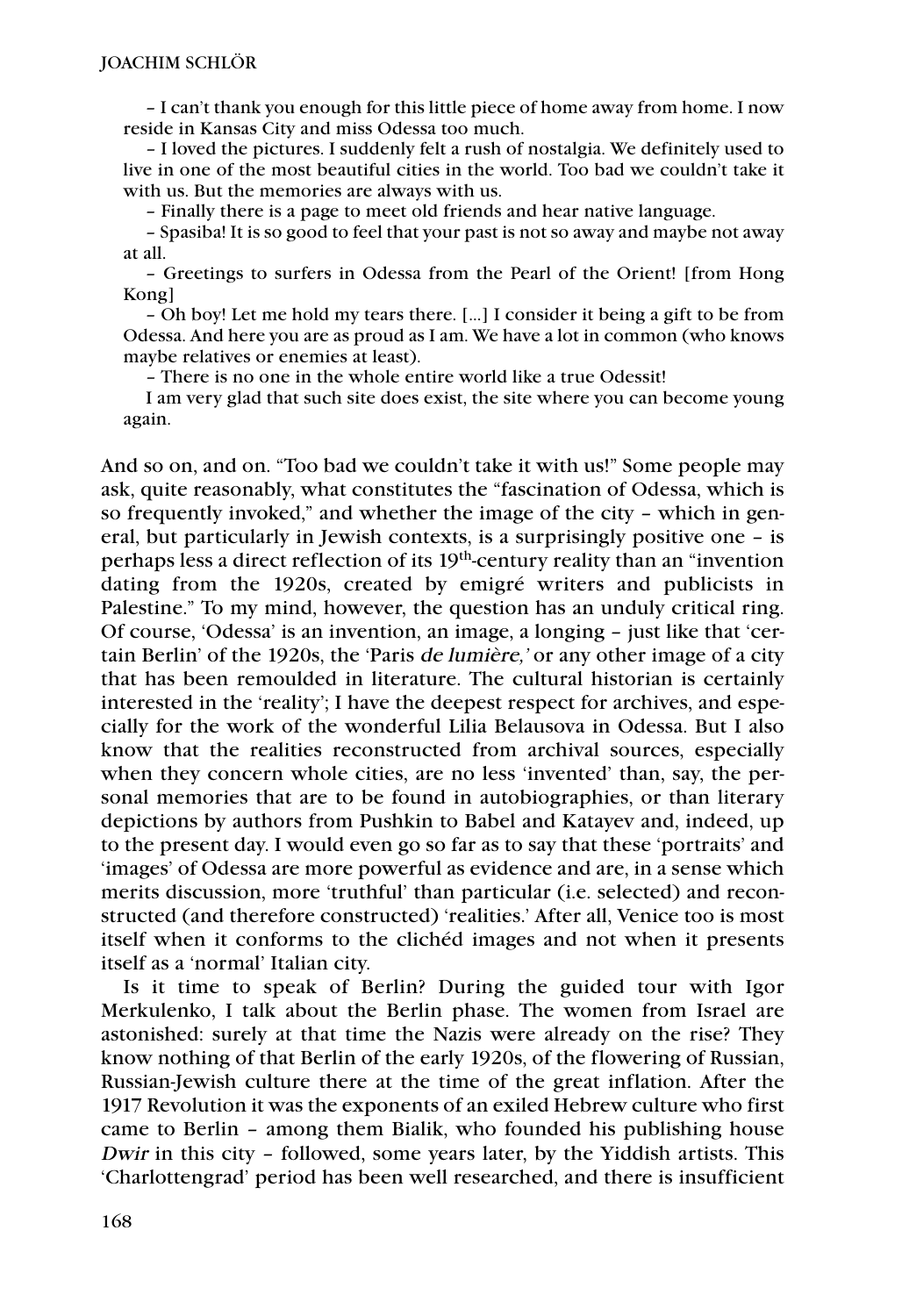– I can't thank you enough for this little piece of home away from home. I now reside in Kansas City and miss Odessa too much.

– I loved the pictures. I suddenly felt a rush of nostalgia. We definitely used to live in one of the most beautiful cities in the world. Too bad we couldn't take it with us. But the memories are always with us.

– Finally there is a page to meet old friends and hear native language.

– Spasiba! It is so good to feel that your past is not so away and maybe not away at all.

– Greetings to surfers in Odessa from the Pearl of the Orient! [from Hong Kong]

– Oh boy! Let me hold my tears there. [...] I consider it being a gift to be from Odessa. And here you are as proud as I am. We have a lot in common (who knows maybe relatives or enemies at least).

– There is no one in the whole entire world like a true Odessit!

I am very glad that such site does exist, the site where you can become young again.

And so on, and on. "Too bad we couldn't take it with us!" Some people may ask, quite reasonably, what constitutes the "fascination of Odessa, which is so frequently invoked," and whether the image of the city – which in general, but particularly in Jewish contexts, is a surprisingly positive one – is perhaps less a direct reflection of its 19th-century reality than an "invention dating from the 1920s, created by emigré writers and publicists in Palestine." To my mind, however, the question has an unduly critical ring. Of course, 'Odessa' is an invention, an image, a longing – just like that 'certain Berlin' of the 1920s, the 'Paris *de lumière,'* or any other image of a city that has been remoulded in literature. The cultural historian is certainly interested in the 'reality'; I have the deepest respect for archives, and especially for the work of the wonderful Lilia Belausova in Odessa. But I also know that the realities reconstructed from archival sources, especially when they concern whole cities, are no less 'invented' than, say, the personal memories that are to be found in autobiographies, or than literary depictions by authors from Pushkin to Babel and Katayev and, indeed, up to the present day. I would even go so far as to say that these 'portraits' and 'images' of Odessa are more powerful as evidence and are, in a sense which merits discussion, more 'truthful' than particular (i.e. selected) and reconstructed (and therefore constructed) 'realities.' After all, Venice too is most itself when it conforms to the clichéd images and not when it presents itself as a 'normal' Italian city.

Is it time to speak of Berlin? During the guided tour with Igor Merkulenko, I talk about the Berlin phase. The women from Israel are astonished: surely at that time the Nazis were already on the rise? They know nothing of that Berlin of the early 1920s, of the flowering of Russian, Russian-Jewish culture there at the time of the great inflation. After the 1917 Revolution it was the exponents of an exiled Hebrew culture who first came to Berlin – among them Bialik, who founded his publishing house *Dwir* in this city – followed, some years later, by the Yiddish artists. This 'Charlottengrad' period has been well researched, and there is insufficient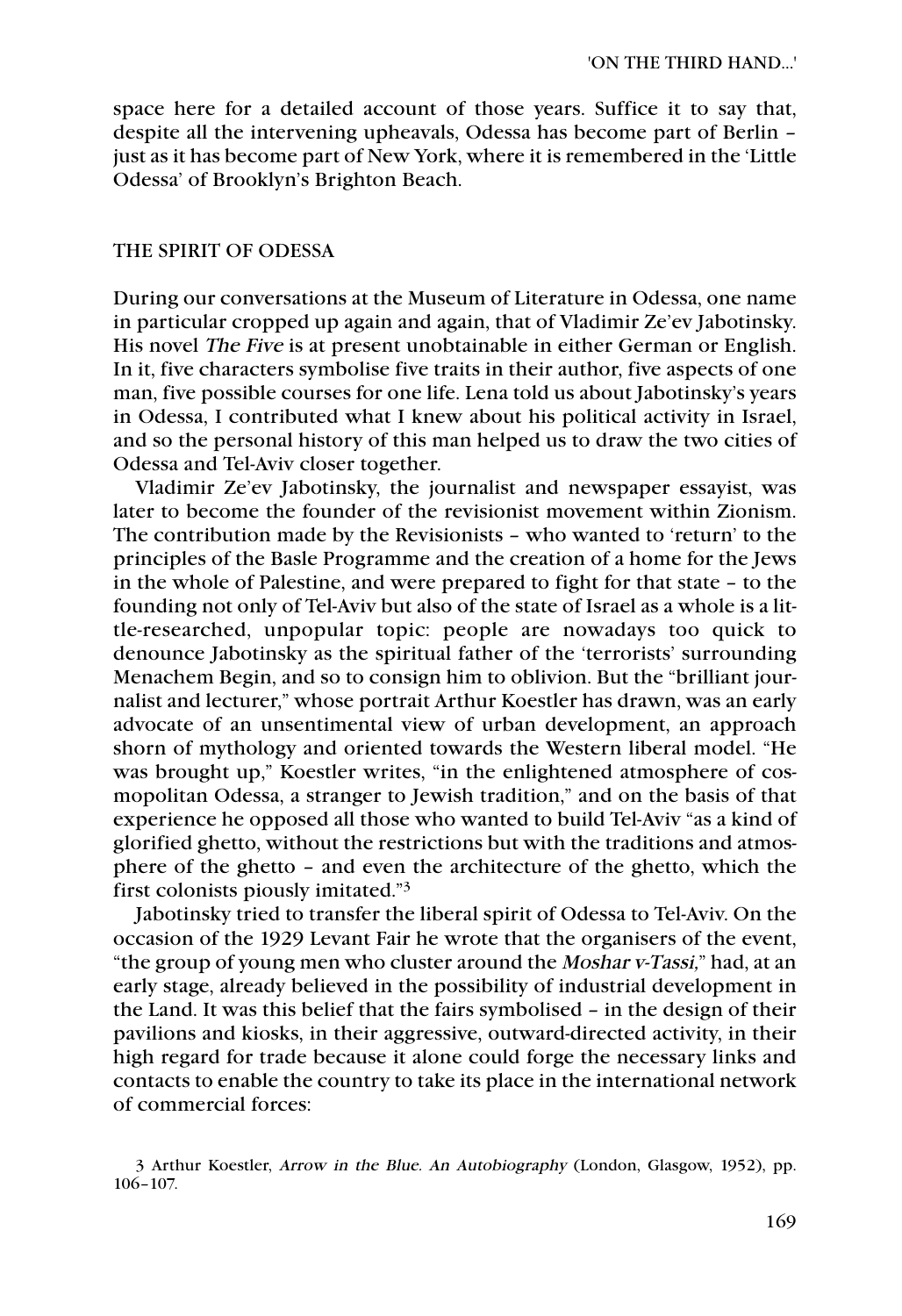space here for a detailed account of those years. Suffice it to say that, despite all the intervening upheavals, Odessa has become part of Berlin – just as it has become part of New York, where it is remembered in the 'Little Odessa' of Brooklyn's Brighton Beach.

## THE SPIRIT OF ODESSA

During our conversations at the Museum of Literature in Odessa, one name in particular cropped up again and again, that of Vladimir Ze'ev Jabotinsky. His novel *The Five* is at present unobtainable in either German or English. In it, five characters symbolise five traits in their author, five aspects of one man, five possible courses for one life. Lena told us about Jabotinsky's years in Odessa, I contributed what I knew about his political activity in Israel, and so the personal history of this man helped us to draw the two cities of Odessa and Tel-Aviv closer together.

Vladimir Ze'ev Jabotinsky, the journalist and newspaper essayist, was later to become the founder of the revisionist movement within Zionism. The contribution made by the Revisionists – who wanted to 'return' to the principles of the Basle Programme and the creation of a home for the Jews in the whole of Palestine, and were prepared to fight for that state – to the founding not only of Tel-Aviv but also of the state of Israel as a whole is a little-researched, unpopular topic: people are nowadays too quick to denounce Jabotinsky as the spiritual father of the 'terrorists' surrounding Menachem Begin, and so to consign him to oblivion. But the "brilliant journalist and lecturer," whose portrait Arthur Koestler has drawn, was an early advocate of an unsentimental view of urban development, an approach shorn of mythology and oriented towards the Western liberal model. "He was brought up," Koestler writes, "in the enlightened atmosphere of cosmopolitan Odessa, a stranger to Jewish tradition," and on the basis of that experience he opposed all those who wanted to build Tel-Aviv "as a kind of glorified ghetto, without the restrictions but with the traditions and atmosphere of the ghetto – and even the architecture of the ghetto, which the first colonists piously imitated."[3]

Jabotinsky tried to transfer the liberal spirit of Odessa to Tel-Aviv. On the occasion of the 1929 Levant Fair he wrote that the organisers of the event, "the group of young men who cluster around the *Moshar v-Tassi,*" had, at an early stage, already believed in the possibility of industrial development in the Land. It was this belief that the fairs symbolised – in the design of their pavilions and kiosks, in their aggressive, outward-directed activity, in their high regard for trade because it alone could forge the necessary links and contacts to enable the country to take its place in the international network of commercial forces:

3 Arthur Koestler, *Arrow in the Blue. An Autobiography* (London, Glasgow, 1952), pp. 106–107.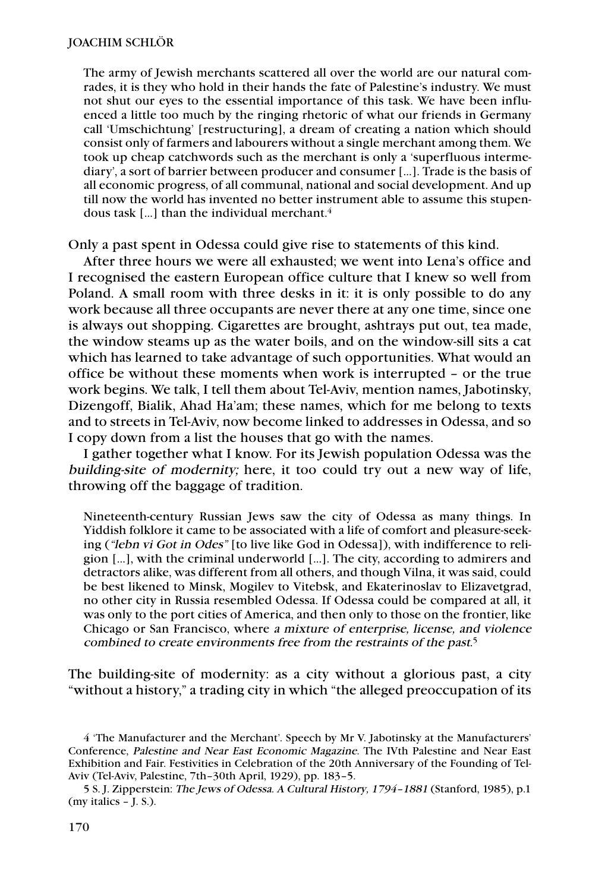> The army of Jewish merchants scattered all over the world are our natural comrades, it is they who hold in their hands the fate of Palestine's industry. We must not shut our eyes to the essential importance of this task. We have been influenced a little too much by the ringing rhetoric of what our friends in Germany call 'Umschichtung' [restructuring], a dream of creating a nation which should consist only of farmers and labourers without a single merchant among them. We took up cheap catchwords such as the merchant is only a 'superfluous intermediary', a sort of barrier between producer and consumer [...]. Trade is the basis of all economic progress, of all communal, national and social development. And up till now the world has invented no better instrument able to assume this stupendous task [...] than the individual merchant.[4]

Only a past spent in Odessa could give rise to statements of this kind.

After three hours we were all exhausted; we went into Lena's office and I recognised the eastern European office culture that I knew so well from Poland. A small room with three desks in it: it is only possible to do any work because all three occupants are never there at any one time, since one is always out shopping. Cigarettes are brought, ashtrays put out, tea made, the window steams up as the water boils, and on the window-sill sits a cat which has learned to take advantage of such opportunities. What would an office be without these moments when work is interrupted – or the true work begins. We talk, I tell them about Tel-Aviv, mention names, Jabotinsky, Dizengoff, Bialik, Ahad Ha'am; these names, which for me belong to texts and to streets in Tel-Aviv, now become linked to addresses in Odessa, and so I copy down from a list the houses that go with the names.

I gather together what I know. For its Jewish population Odessa was the *building-site of modernity;* here, it too could try out a new way of life, throwing off the baggage of tradition.

> Nineteenth-century Russian Jews saw the city of Odessa as many things. In Yiddish folklore it came to be associated with a life of comfort and pleasure-seeking (*"lebn vi Got in Odes"* [to live like God in Odessa]), with indifference to religion [...], with the criminal underworld [...]. The city, according to admirers and detractors alike, was different from all others, and though Vilna, it was said, could be best likened to Minsk, Mogilev to Vitebsk, and Ekaterinoslav to Elizavetgrad, no other city in Russia resembled Odessa. If Odessa could be compared at all, it was only to the port cities of America, and then only to those on the frontier, like Chicago or San Francisco, where *a mixture of enterprise, license, and violence combined to create environments free from the restraints of the past*.[5]

The building-site of modernity: as a city without a glorious past, a city "without a history," a trading city in which "the alleged preoccupation of its

4 'The Manufacturer and the Merchant'. Speech by Mr V. Jabotinsky at the Manufacturers' Conference, *Palestine and Near East Economic Magazine*. The IVth Palestine and Near East Exhibition and Fair. Festivities in Celebration of the 20th Anniversary of the Founding of Tel-Aviv (Tel-Aviv, Palestine, 7th–30th April, 1929), pp. 183–5.

5 S. J. Zipperstein: *The Jews of Odessa. A Cultural History, 1794–1881* (Stanford, 1985), p.1 (my italics – J. S.).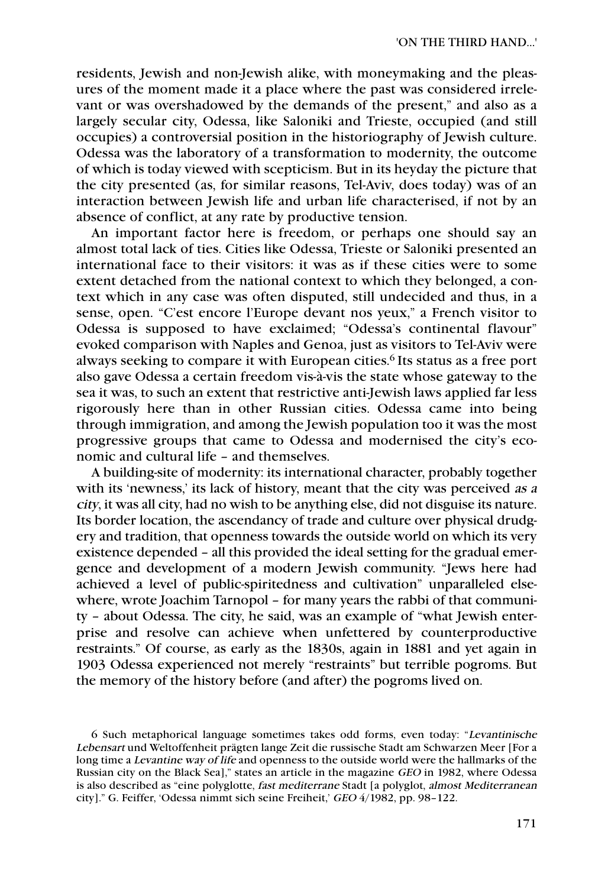residents, Jewish and non-Jewish alike, with moneymaking and the pleasures of the moment made it a place where the past was considered irrelevant or was overshadowed by the demands of the present," and also as a largely secular city, Odessa, like Saloniki and Trieste, occupied (and still occupies) a controversial position in the historiography of Jewish culture. Odessa was the laboratory of a transformation to modernity, the outcome of which is today viewed with scepticism. But in its heyday the picture that the city presented (as, for similar reasons, Tel-Aviv, does today) was of an interaction between Jewish life and urban life characterised, if not by an absence of conflict, at any rate by productive tension.

An important factor here is freedom, or perhaps one should say an almost total lack of ties. Cities like Odessa, Trieste or Saloniki presented an international face to their visitors: it was as if these cities were to some extent detached from the national context to which they belonged, a context which in any case was often disputed, still undecided and thus, in a sense, open. "C'est encore l'Europe devant nos yeux," a French visitor to Odessa is supposed to have exclaimed; "Odessa's continental flavour" evoked comparison with Naples and Genoa, just as visitors to Tel-Aviv were always seeking to compare it with European cities.[6] Its status as a free port also gave Odessa a certain freedom vis-à-vis the state whose gateway to the sea it was, to such an extent that restrictive anti-Jewish laws applied far less rigorously here than in other Russian cities. Odessa came into being through immigration, and among the Jewish population too it was the most progressive groups that came to Odessa and modernised the city's economic and cultural life – and themselves.

A building-site of modernity: its international character, probably together with its 'newness,' its lack of history, meant that the city was perceived *as a city*, it was all city, had no wish to be anything else, did not disguise its nature. Its border location, the ascendancy of trade and culture over physical drudgery and tradition, that openness towards the outside world on which its very existence depended – all this provided the ideal setting for the gradual emergence and development of a modern Jewish community. "Jews here had achieved a level of public-spiritedness and cultivation" unparalleled elsewhere, wrote Joachim Tarnopol – for many years the rabbi of that community – about Odessa. The city, he said, was an example of "what Jewish enterprise and resolve can achieve when unfettered by counterproductive restraints." Of course, as early as the 1830s, again in 1881 and yet again in 1903 Odessa experienced not merely "restraints" but terrible pogroms. But the memory of the history before (and after) the pogroms lived on.

6 Such metaphorical language sometimes takes odd forms, even today: "*Levantinische Lebensart* und Weltoffenheit prägten lange Zeit die russische Stadt am Schwarzen Meer [For a long time a *Levantine way of life* and openness to the outside world were the hallmarks of the Russian city on the Black Sea]," states an article in the magazine *GEO* in 1982, where Odessa is also described as "eine polyglotte, *fast mediterrane* Stadt [a polyglot, *almost Mediterranean* city]." G. Feiffer, 'Odessa nimmt sich seine Freiheit,' *GEO* 4/1982, pp. 98–122.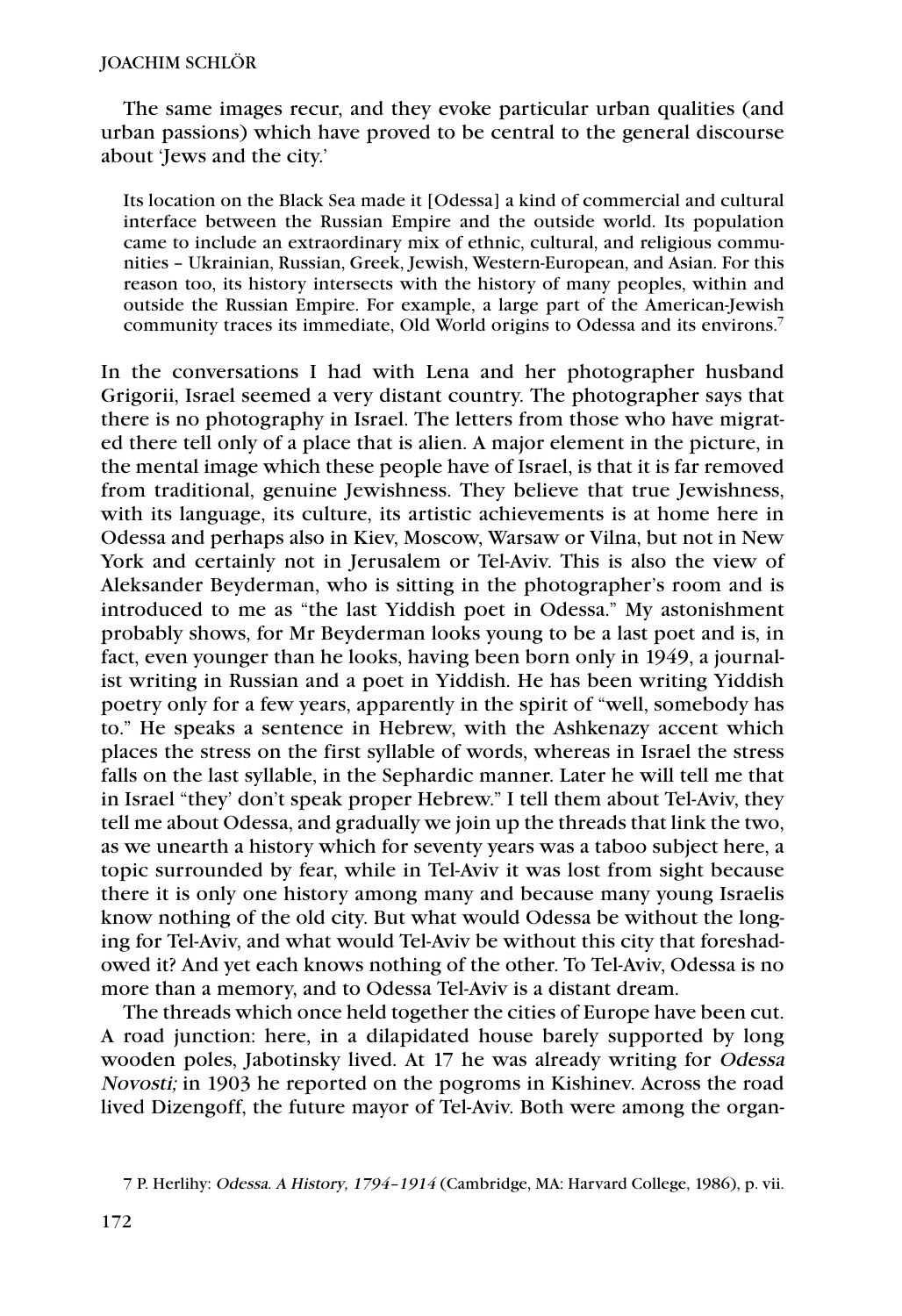The same images recur, and they evoke particular urban qualities (and urban passions) which have proved to be central to the general discourse about 'Jews and the city.'

> Its location on the Black Sea made it [Odessa] a kind of commercial and cultural interface between the Russian Empire and the outside world. Its population came to include an extraordinary mix of ethnic, cultural, and religious communities – Ukrainian, Russian, Greek, Jewish, Western-European, and Asian. For this reason too, its history intersects with the history of many peoples, within and outside the Russian Empire. For example, a large part of the American-Jewish community traces its immediate, Old World origins to Odessa and its environs.[7]

In the conversations I had with Lena and her photographer husband Grigorii, Israel seemed a very distant country. The photographer says that there is no photography in Israel. The letters from those who have migrated there tell only of a place that is alien. A major element in the picture, in the mental image which these people have of Israel, is that it is far removed from traditional, genuine Jewishness. They believe that true Jewishness, with its language, its culture, its artistic achievements is at home here in Odessa and perhaps also in Kiev, Moscow, Warsaw or Vilna, but not in New York and certainly not in Jerusalem or Tel-Aviv. This is also the view of Aleksander Beyderman, who is sitting in the photographer's room and is introduced to me as "the last Yiddish poet in Odessa." My astonishment probably shows, for Mr Beyderman looks young to be a last poet and is, in fact, even younger than he looks, having been born only in 1949, a journalist writing in Russian and a poet in Yiddish. He has been writing Yiddish poetry only for a few years, apparently in the spirit of "well, somebody has to." He speaks a sentence in Hebrew, with the Ashkenazy accent which places the stress on the first syllable of words, whereas in Israel the stress falls on the last syllable, in the Sephardic manner. Later he will tell me that in Israel "they' don't speak proper Hebrew." I tell them about Tel-Aviv, they tell me about Odessa, and gradually we join up the threads that link the two, as we unearth a history which for seventy years was a taboo subject here, a topic surrounded by fear, while in Tel-Aviv it was lost from sight because there it is only one history among many and because many young Israelis know nothing of the old city. But what would Odessa be without the longing for Tel-Aviv, and what would Tel-Aviv be without this city that foreshadowed it? And yet each knows nothing of the other. To Tel-Aviv, Odessa is no more than a memory, and to Odessa Tel-Aviv is a distant dream.

The threads which once held together the cities of Europe have been cut. A road junction: here, in a dilapidated house barely supported by long wooden poles, Jabotinsky lived. At 17 he was already writing for *Odessa Novosti;* in 1903 he reported on the pogroms in Kishinev. Across the road lived Dizengoff, the future mayor of Tel-Aviv. Both were among the organ-

7 P. Herlihy: *Odessa. A History, 1794–1914* (Cambridge, MA: Harvard College, 1986), p. vii.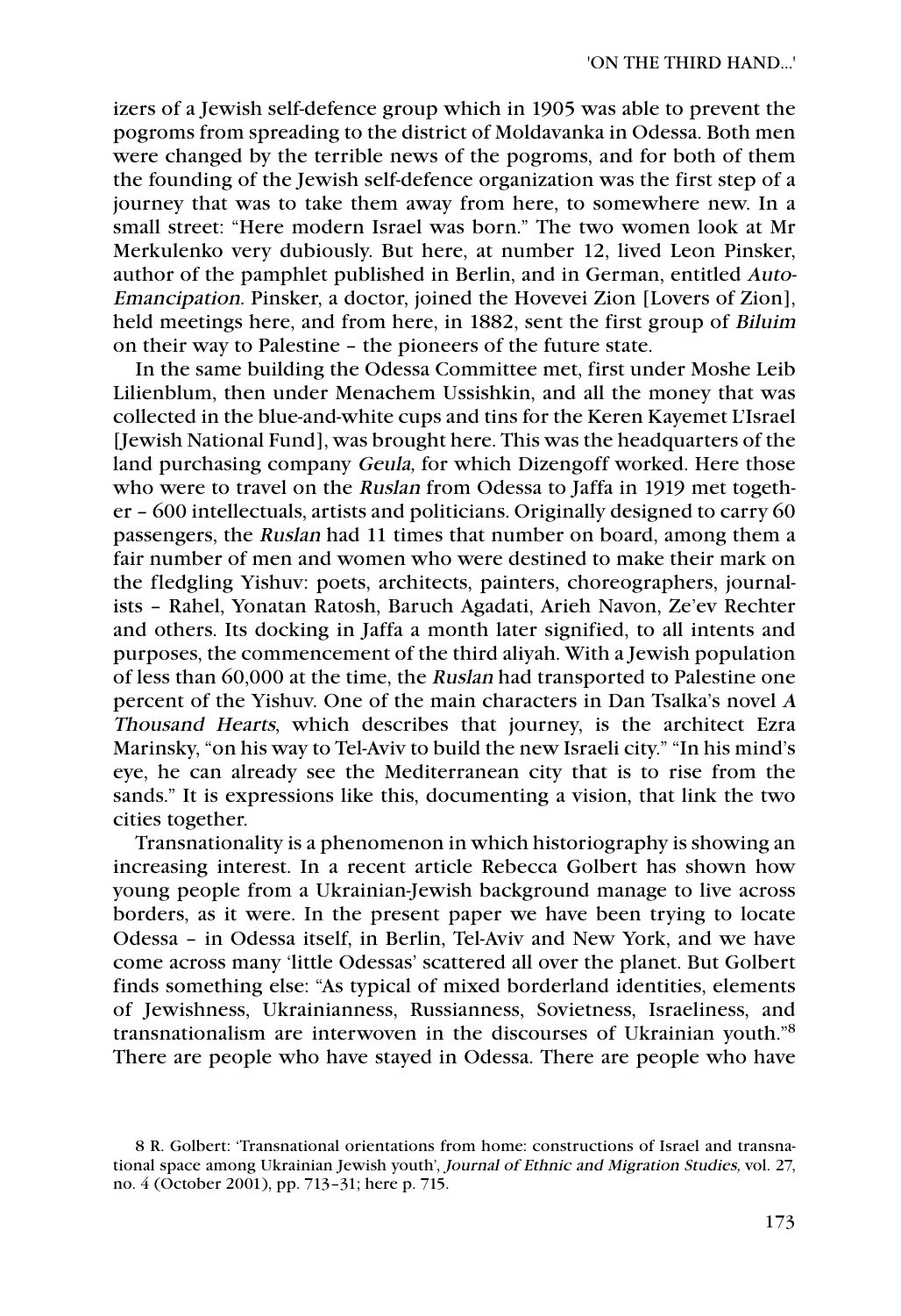izers of a Jewish self-defence group which in 1905 was able to prevent the pogroms from spreading to the district of Moldavanka in Odessa. Both men were changed by the terrible news of the pogroms, and for both of them the founding of the Jewish self-defence organization was the first step of a journey that was to take them away from here, to somewhere new. In a small street: "Here modern Israel was born." The two women look at Mr Merkulenko very dubiously. But here, at number 12, lived Leon Pinsker, author of the pamphlet published in Berlin, and in German, entitled *Auto-Emancipation*. Pinsker, a doctor, joined the Hovevei Zion [Lovers of Zion], held meetings here, and from here, in 1882, sent the first group of *Biluim* on their way to Palestine – the pioneers of the future state.

In the same building the Odessa Committee met, first under Moshe Leib Lilienblum, then under Menachem Ussishkin, and all the money that was collected in the blue-and-white cups and tins for the Keren Kayemet L'Israel [Jewish National Fund], was brought here. This was the headquarters of the land purchasing company *Geula,* for which Dizengoff worked. Here those who were to travel on the *Ruslan* from Odessa to Jaffa in 1919 met together – 600 intellectuals, artists and politicians. Originally designed to carry 60 passengers, the *Ruslan* had 11 times that number on board, among them a fair number of men and women who were destined to make their mark on the fledgling Yishuv: poets, architects, painters, choreographers, journalists – Rahel, Yonatan Ratosh, Baruch Agadati, Arieh Navon, Ze'ev Rechter and others. Its docking in Jaffa a month later signified, to all intents and purposes, the commencement of the third aliyah. With a Jewish population of less than 60,000 at the time, the *Ruslan* had transported to Palestine one percent of the Yishuv. One of the main characters in Dan Tsalka's novel *A Thousand Hearts*, which describes that journey, is the architect Ezra Marinsky, "on his way to Tel-Aviv to build the new Israeli city." "In his mind's eye, he can already see the Mediterranean city that is to rise from the sands." It is expressions like this, documenting a vision, that link the two cities together.

Transnationality is a phenomenon in which historiography is showing an increasing interest. In a recent article Rebecca Golbert has shown how young people from a Ukrainian-Jewish background manage to live across borders, as it were. In the present paper we have been trying to locate Odessa – in Odessa itself, in Berlin, Tel-Aviv and New York, and we have come across many 'little Odessas' scattered all over the planet. But Golbert finds something else: "As typical of mixed borderland identities, elements of Jewishness, Ukrainianness, Russianness, Sovietness, Israeliness, and transnationalism are interwoven in the discourses of Ukrainian youth."[8] There are people who have stayed in Odessa. There are people who have

8 R. Golbert: 'Transnational orientations from home: constructions of Israel and transnational space among Ukrainian Jewish youth', *Journal of Ethnic and Migration Studies,* vol. 27, no. 4 (October 2001), pp. 713–31; here p. 715.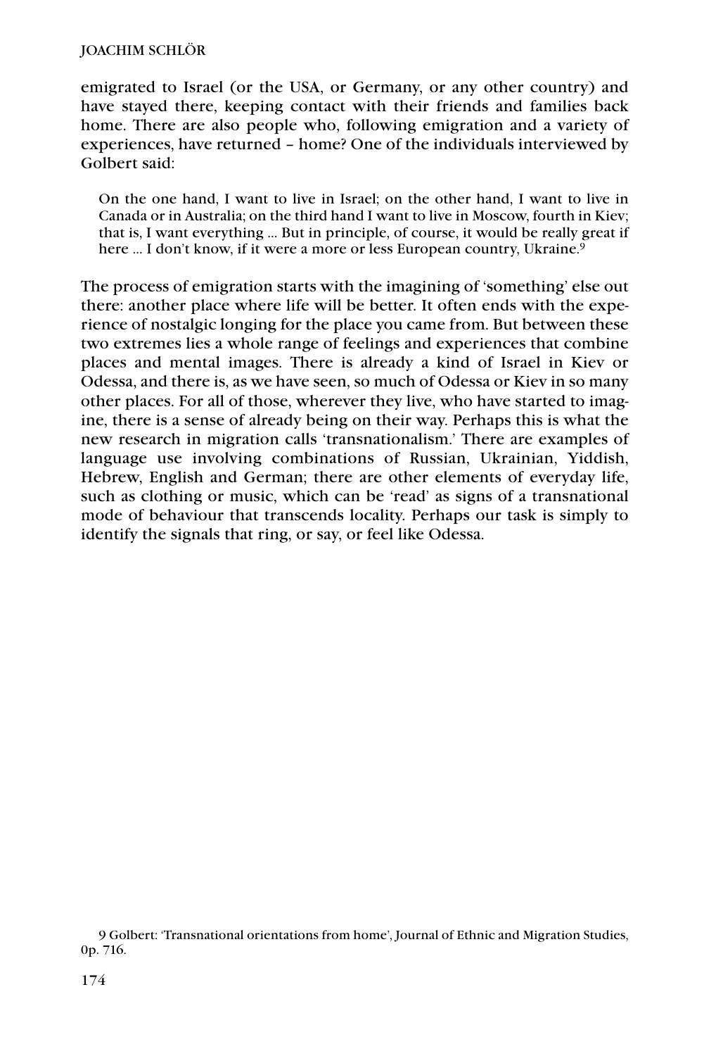emigrated to Israel (or the USA, or Germany, or any other country) and have stayed there, keeping contact with their friends and families back home. There are also people who, following emigration and a variety of experiences, have returned – home? One of the individuals interviewed by Golbert said:

> On the one hand, I want to live in Israel; on the other hand, I want to live in Canada or in Australia; on the third hand I want to live in Moscow, fourth in Kiev; that is, I want everything ... But in principle, of course, it would be really great if here ... I don't know, if it were a more or less European country, Ukraine.[9]

The process of emigration starts with the imagining of 'something' else out there: another place where life will be better. It often ends with the experience of nostalgic longing for the place you came from. But between these two extremes lies a whole range of feelings and experiences that combine places and mental images. There is already a kind of Israel in Kiev or Odessa, and there is, as we have seen, so much of Odessa or Kiev in so many other places. For all of those, wherever they live, who have started to imagine, there is a sense of already being on their way. Perhaps this is what the new research in migration calls 'transnationalism.' There are examples of language use involving combinations of Russian, Ukrainian, Yiddish, Hebrew, English and German; there are other elements of everyday life, such as clothing or music, which can be 'read' as signs of a transnational mode of behaviour that transcends locality. Perhaps our task is simply to identify the signals that ring, or say, or feel like Odessa.

9 Golbert: 'Transnational orientations from home', Journal of Ethnic and Migration Studies, 0p. 716.